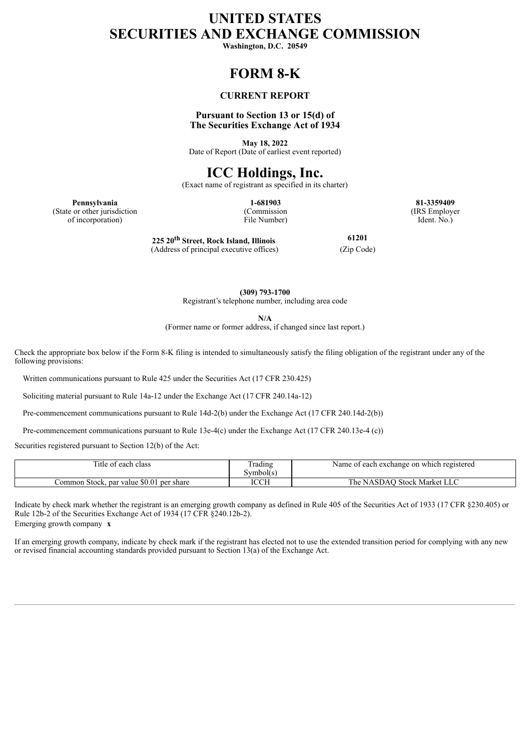# UNITED STATES
# SECURITIES AND EXCHANGE COMMISSION

**Washington, D.C. 20549**

# FORM 8-K

### CURRENT REPORT

**Pursuant to Section 13 or 15(d) of**
**The Securities Exchange Act of 1934**

**May 18, 2022**
Date of Report (Date of earliest event reported)

# ICC Holdings, Inc.

(Exact name of registrant as specified in its charter)

| **Pennsylvania** | **1-681903** | **81-3359409** |
|---|---|---|
| (State or other jurisdiction of incorporation) | (Commission File Number) | (IRS Employer Ident. No.) |

| **225 20th Street, Rock Island, Illinois** | **61201** |
|---|---|
| (Address of principal executive offices) | (Zip Code) |

**(309) 793-1700**
Registrant's telephone number, including area code

**N/A**
(Former name or former address, if changed since last report.)

Check the appropriate box below if the Form 8-K filing is intended to simultaneously satisfy the filing obligation of the registrant under any of the following provisions:

Written communications pursuant to Rule 425 under the Securities Act (17 CFR 230.425)

Soliciting material pursuant to Rule 14a-12 under the Exchange Act (17 CFR 240.14a-12)

Pre-commencement communications pursuant to Rule 14d-2(b) under the Exchange Act (17 CFR 240.14d-2(b))

Pre-commencement communications pursuant to Rule 13e-4(c) under the Exchange Act (17 CFR 240.13e-4 (c))

Securities registered pursuant to Section 12(b) of the Act:

| Title of each class | Trading Symbol(s) | Name of each exchange on which registered |
|---|---|---|
| Common Stock, par value $0.01 per share | ICCH | The NASDAQ Stock Market LLC |

Indicate by check mark whether the registrant is an emerging growth company as defined in Rule 405 of the Securities Act of 1933 (17 CFR §230.405) or Rule 12b-2 of the Securities Exchange Act of 1934 (17 CFR §240.12b-2).
Emerging growth company **x**

If an emerging growth company, indicate by check mark if the registrant has elected not to use the extended transition period for complying with any new or revised financial accounting standards provided pursuant to Section 13(a) of the Exchange Act.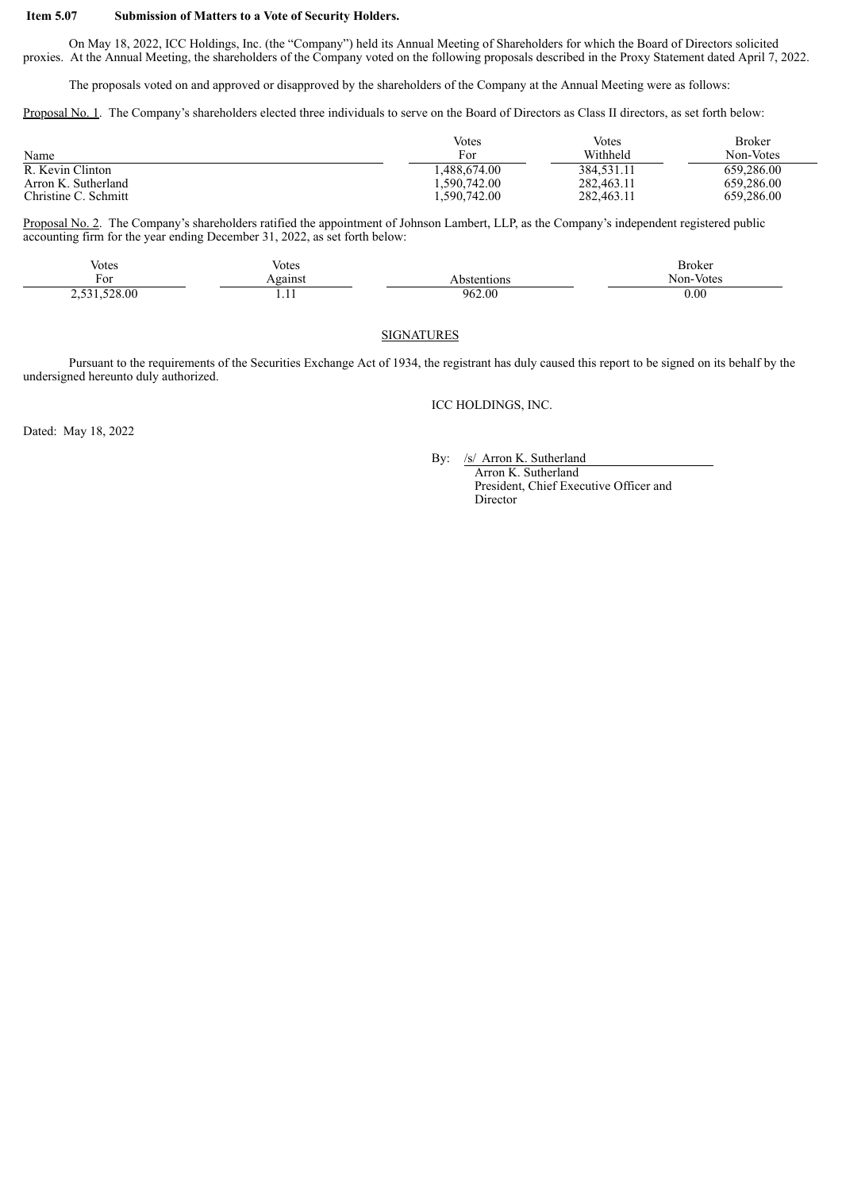**Item 5.07 Submission of Matters to a Vote of Security Holders.**

On May 18, 2022, ICC Holdings, Inc. (the “Company”) held its Annual Meeting of Shareholders for which the Board of Directors solicited proxies. At the Annual Meeting, the shareholders of the Company voted on the following proposals described in the Proxy Statement dated April 7, 2022.

The proposals voted on and approved or disapproved by the shareholders of the Company at the Annual Meeting were as follows:

Proposal No. 1. The Company’s shareholders elected three individuals to serve on the Board of Directors as Class II directors, as set forth below:

| Name | Votes For | Votes Withheld | Broker Non-Votes |
|---|---|---|---|
| R. Kevin Clinton | 1,488,674.00 | 384,531.11 | 659,286.00 |
| Arron K. Sutherland | 1,590,742.00 | 282,463.11 | 659,286.00 |
| Christine C. Schmitt | 1,590,742.00 | 282,463.11 | 659,286.00 |

Proposal No. 2. The Company’s shareholders ratified the appointment of Johnson Lambert, LLP, as the Company’s independent registered public accounting firm for the year ending December 31, 2022, as set forth below:

| Votes For | Votes Against | Abstentions | Broker Non-Votes |
|---|---|---|---|
| 2,531,528.00 | 1.11 | 962.00 | 0.00 |

SIGNATURES

Pursuant to the requirements of the Securities Exchange Act of 1934, the registrant has duly caused this report to be signed on its behalf by the undersigned hereunto duly authorized.

ICC HOLDINGS, INC.

Dated: May 18, 2022

By: /s/ Arron K. Sutherland
Arron K. Sutherland
President, Chief Executive Officer and Director